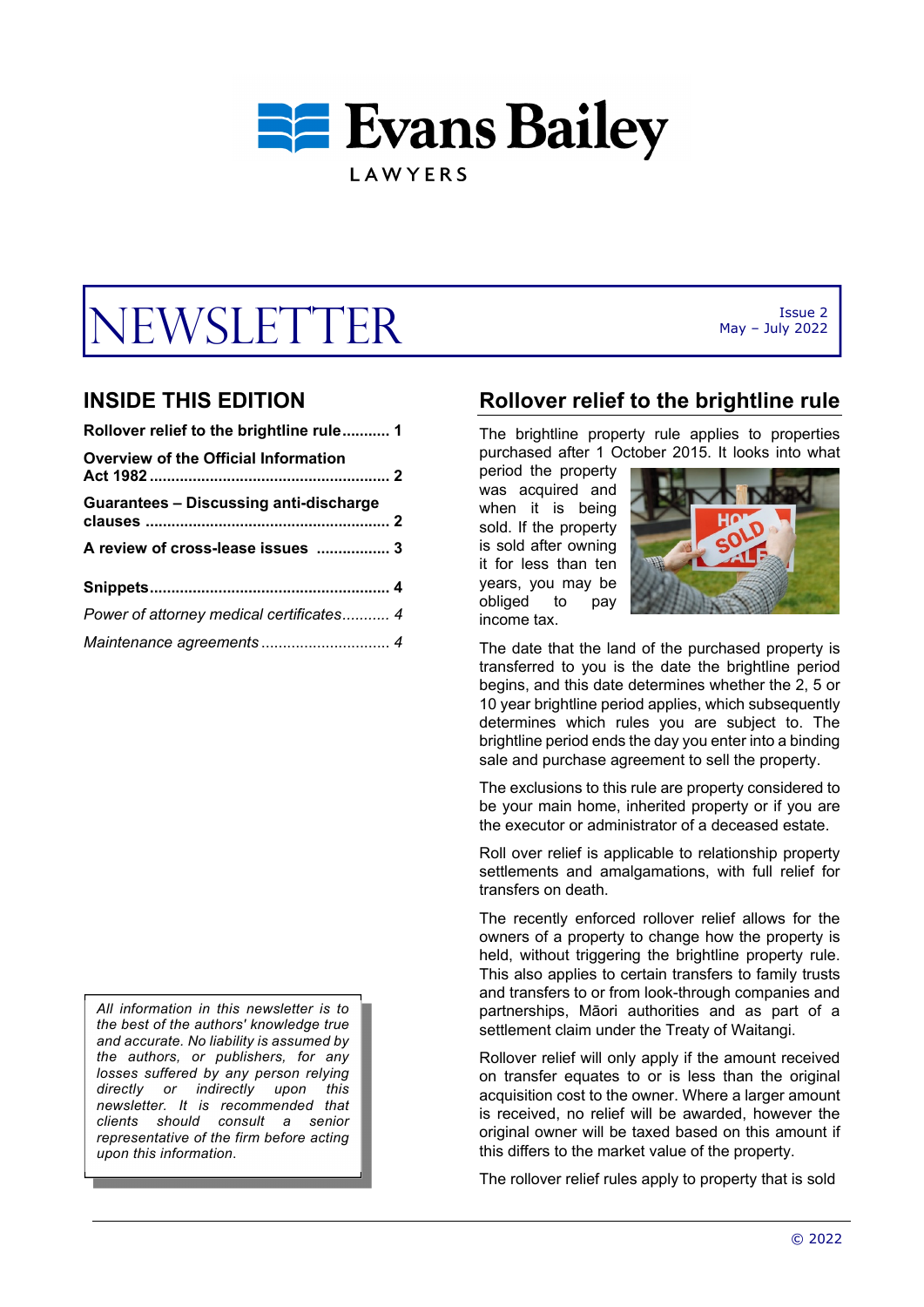# Evans Bailey

LAWYERS

# NEWSLETTER

Issue 2
May – July 2022

## INSIDE THIS EDITION

**Rollover relief to the brightline rule........... 1**

**Overview of the Official Information Act 1982 ....................................................... 2**

**Guarantees – Discussing anti-discharge clauses ........................................................ 2**

**A review of cross-lease issues ................. 3**

**Snippets....................................................... 4**

*Power of attorney medical certificates........... 4*

*Maintenance agreements............................. 4*

*All information in this newsletter is to the best of the authors' knowledge true and accurate. No liability is assumed by the authors, or publishers, for any losses suffered by any person relying directly or indirectly upon this newsletter. It is recommended that clients should consult a senior representative of the firm before acting upon this information.*

## Rollover relief to the brightline rule

The brightline property rule applies to properties purchased after 1 October 2015. It looks into what period the property was acquired and when it is being sold. If the property is sold after owning it for less than ten years, you may be obliged to pay income tax.

The date that the land of the purchased property is transferred to you is the date the brightline period begins, and this date determines whether the 2, 5 or 10 year brightline period applies, which subsequently determines which rules you are subject to. The brightline period ends the day you enter into a binding sale and purchase agreement to sell the property.

The exclusions to this rule are property considered to be your main home, inherited property or if you are the executor or administrator of a deceased estate.

Roll over relief is applicable to relationship property settlements and amalgamations, with full relief for transfers on death.

The recently enforced rollover relief allows for the owners of a property to change how the property is held, without triggering the brightline property rule. This also applies to certain transfers to family trusts and transfers to or from look-through companies and partnerships, Māori authorities and as part of a settlement claim under the Treaty of Waitangi.

Rollover relief will only apply if the amount received on transfer equates to or is less than the original acquisition cost to the owner. Where a larger amount is received, no relief will be awarded, however the original owner will be taxed based on this amount if this differs to the market value of the property.

The rollover relief rules apply to property that is sold

© 2022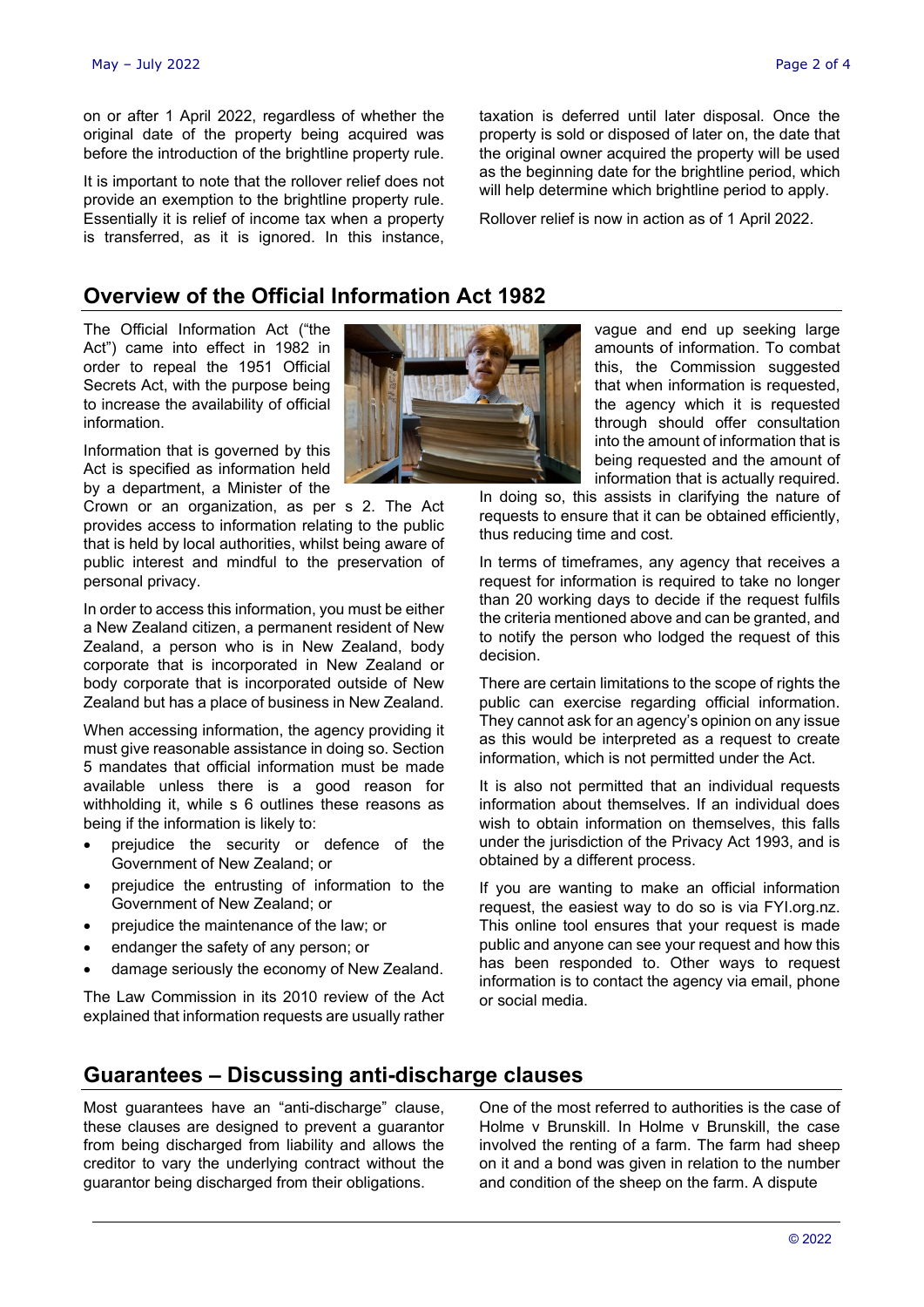on or after 1 April 2022, regardless of whether the original date of the property being acquired was before the introduction of the brightline property rule.

It is important to note that the rollover relief does not provide an exemption to the brightline property rule. Essentially it is relief of income tax when a property is transferred, as it is ignored. In this instance, taxation is deferred until later disposal. Once the property is sold or disposed of later on, the date that the original owner acquired the property will be used as the beginning date for the brightline period, which will help determine which brightline period to apply.

Rollover relief is now in action as of 1 April 2022.

## Overview of the Official Information Act 1982

The Official Information Act ("the Act") came into effect in 1982 in order to repeal the 1951 Official Secrets Act, with the purpose being to increase the availability of official information.

Information that is governed by this Act is specified as information held by a department, a Minister of the Crown or an organization, as per s 2. The Act provides access to information relating to the public that is held by local authorities, whilst being aware of public interest and mindful to the preservation of personal privacy.

In order to access this information, you must be either a New Zealand citizen, a permanent resident of New Zealand, a person who is in New Zealand, body corporate that is incorporated in New Zealand or body corporate that is incorporated outside of New Zealand but has a place of business in New Zealand.

When accessing information, the agency providing it must give reasonable assistance in doing so. Section 5 mandates that official information must be made available unless there is a good reason for withholding it, while s 6 outlines these reasons as being if the information is likely to:

- prejudice the security or defence of the Government of New Zealand; or
- prejudice the entrusting of information to the Government of New Zealand; or
- prejudice the maintenance of the law; or
- endanger the safety of any person; or
- damage seriously the economy of New Zealand.

The Law Commission in its 2010 review of the Act explained that information requests are usually rather vague and end up seeking large amounts of information. To combat this, the Commission suggested that when information is requested, the agency which it is requested through should offer consultation into the amount of information that is being requested and the amount of information that is actually required. In doing so, this assists in clarifying the nature of requests to ensure that it can be obtained efficiently, thus reducing time and cost.

In terms of timeframes, any agency that receives a request for information is required to take no longer than 20 working days to decide if the request fulfils the criteria mentioned above and can be granted, and to notify the person who lodged the request of this decision.

There are certain limitations to the scope of rights the public can exercise regarding official information. They cannot ask for an agency's opinion on any issue as this would be interpreted as a request to create information, which is not permitted under the Act.

It is also not permitted that an individual requests information about themselves. If an individual does wish to obtain information on themselves, this falls under the jurisdiction of the Privacy Act 1993, and is obtained by a different process.

If you are wanting to make an official information request, the easiest way to do so is via FYI.org.nz. This online tool ensures that your request is made public and anyone can see your request and how this has been responded to. Other ways to request information is to contact the agency via email, phone or social media.

## Guarantees – Discussing anti-discharge clauses

Most guarantees have an "anti-discharge" clause, these clauses are designed to prevent a guarantor from being discharged from liability and allows the creditor to vary the underlying contract without the guarantor being discharged from their obligations.

One of the most referred to authorities is the case of Holme v Brunskill. In Holme v Brunskill, the case involved the renting of a farm. The farm had sheep on it and a bond was given in relation to the number and condition of the sheep on the farm. A dispute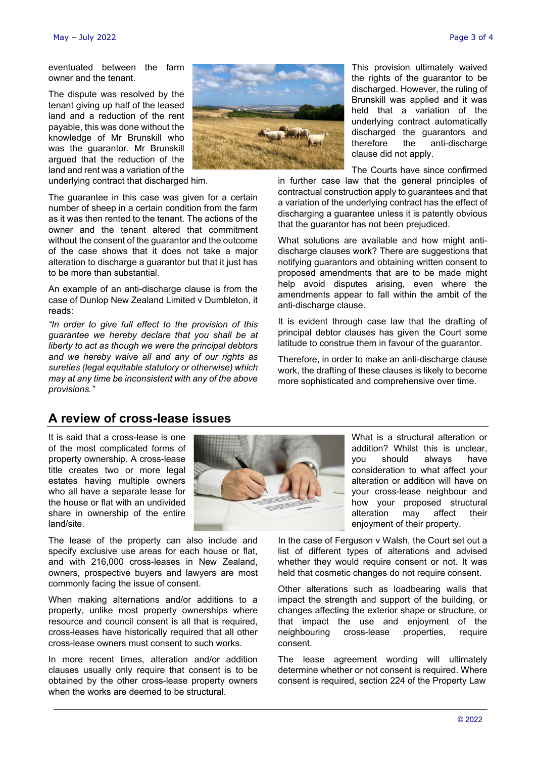eventuated between the farm owner and the tenant.

The dispute was resolved by the tenant giving up half of the leased land and a reduction of the rent payable, this was done without the knowledge of Mr Brunskill who was the guarantor. Mr Brunskill argued that the reduction of the land and rent was a variation of the underlying contract that discharged him.

The guarantee in this case was given for a certain number of sheep in a certain condition from the farm as it was then rented to the tenant. The actions of the owner and the tenant altered that commitment without the consent of the guarantor and the outcome of the case shows that it does not take a major alteration to discharge a guarantor but that it just has to be more than substantial.

An example of an anti-discharge clause is from the case of Dunlop New Zealand Limited v Dumbleton, it reads:

*"In order to give full effect to the provision of this guarantee we hereby declare that you shall be at liberty to act as though we were the principal debtors and we hereby waive all and any of our rights as sureties (legal equitable statutory or otherwise) which may at any time be inconsistent with any of the above provisions."*

This provision ultimately waived the rights of the guarantor to be discharged. However, the ruling of Brunskill was applied and it was held that a variation of the underlying contract automatically discharged the guarantors and therefore the anti-discharge clause did not apply.

The Courts have since confirmed in further case law that the general principles of contractual construction apply to guarantees and that a variation of the underlying contract has the effect of discharging a guarantee unless it is patently obvious that the guarantor has not been prejudiced.

What solutions are available and how might anti-discharge clauses work? There are suggestions that notifying guarantors and obtaining written consent to proposed amendments that are to be made might help avoid disputes arising, even where the amendments appear to fall within the ambit of the anti-discharge clause.

It is evident through case law that the drafting of principal debtor clauses has given the Court some latitude to construe them in favour of the guarantor.

Therefore, in order to make an anti-discharge clause work, the drafting of these clauses is likely to become more sophisticated and comprehensive over time.

## A review of cross-lease issues

It is said that a cross-lease is one of the most complicated forms of property ownership. A cross-lease title creates two or more legal estates having multiple owners who all have a separate lease for the house or flat with an undivided share in ownership of the entire land/site.

The lease of the property can also include and specify exclusive use areas for each house or flat, and with 216,000 cross-leases in New Zealand, owners, prospective buyers and lawyers are most commonly facing the issue of consent.

When making alternations and/or additions to a property, unlike most property ownerships where resource and council consent is all that is required, cross-leases have historically required that all other cross-lease owners must consent to such works.

In more recent times, alteration and/or addition clauses usually only require that consent is to be obtained by the other cross-lease property owners when the works are deemed to be structural.

What is a structural alteration or addition? Whilst this is unclear, you should always have consideration to what affect your alteration or addition will have on your cross-lease neighbour and how your proposed structural alteration may affect their enjoyment of their property.

In the case of Ferguson v Walsh, the Court set out a list of different types of alterations and advised whether they would require consent or not. It was held that cosmetic changes do not require consent.

Other alterations such as loadbearing walls that impact the strength and support of the building, or changes affecting the exterior shape or structure, or that impact the use and enjoyment of the neighbouring cross-lease properties, require consent.

The lease agreement wording will ultimately determine whether or not consent is required. Where consent is required, section 224 of the Property Law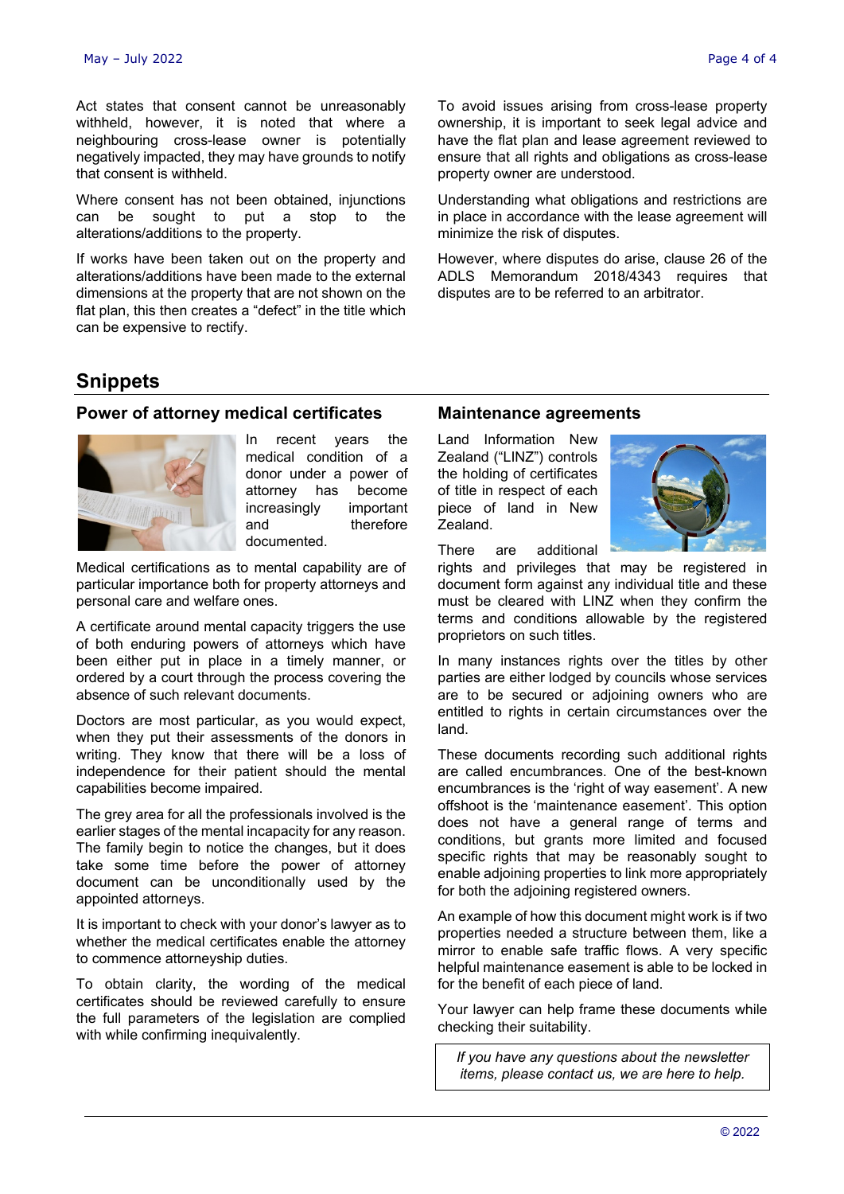Act states that consent cannot be unreasonably withheld, however, it is noted that where a neighbouring cross-lease owner is potentially negatively impacted, they may have grounds to notify that consent is withheld.

Where consent has not been obtained, injunctions can be sought to put a stop to the alterations/additions to the property.

If works have been taken out on the property and alterations/additions have been made to the external dimensions at the property that are not shown on the flat plan, this then creates a "defect" in the title which can be expensive to rectify.

To avoid issues arising from cross-lease property ownership, it is important to seek legal advice and have the flat plan and lease agreement reviewed to ensure that all rights and obligations as cross-lease property owner are understood.

Understanding what obligations and restrictions are in place in accordance with the lease agreement will minimize the risk of disputes.

However, where disputes do arise, clause 26 of the ADLS Memorandum 2018/4343 requires that disputes are to be referred to an arbitrator.

## Snippets

### Power of attorney medical certificates

In recent years the medical condition of a donor under a power of attorney has become increasingly important and therefore documented.

Medical certifications as to mental capability are of particular importance both for property attorneys and personal care and welfare ones.

A certificate around mental capacity triggers the use of both enduring powers of attorneys which have been either put in place in a timely manner, or ordered by a court through the process covering the absence of such relevant documents.

Doctors are most particular, as you would expect, when they put their assessments of the donors in writing. They know that there will be a loss of independence for their patient should the mental capabilities become impaired.

The grey area for all the professionals involved is the earlier stages of the mental incapacity for any reason. The family begin to notice the changes, but it does take some time before the power of attorney document can be unconditionally used by the appointed attorneys.

It is important to check with your donor's lawyer as to whether the medical certificates enable the attorney to commence attorneyship duties.

To obtain clarity, the wording of the medical certificates should be reviewed carefully to ensure the full parameters of the legislation are complied with while confirming inequivalently.

### Maintenance agreements

Land Information New Zealand ("LINZ") controls the holding of certificates of title in respect of each piece of land in New Zealand.

There are additional rights and privileges that may be registered in document form against any individual title and these must be cleared with LINZ when they confirm the terms and conditions allowable by the registered proprietors on such titles.

In many instances rights over the titles by other parties are either lodged by councils whose services are to be secured or adjoining owners who are entitled to rights in certain circumstances over the land.

These documents recording such additional rights are called encumbrances. One of the best-known encumbrances is the 'right of way easement'. A new offshoot is the 'maintenance easement'. This option does not have a general range of terms and conditions, but grants more limited and focused specific rights that may be reasonably sought to enable adjoining properties to link more appropriately for both the adjoining registered owners.

An example of how this document might work is if two properties needed a structure between them, like a mirror to enable safe traffic flows. A very specific helpful maintenance easement is able to be locked in for the benefit of each piece of land.

Your lawyer can help frame these documents while checking their suitability.

*If you have any questions about the newsletter items, please contact us, we are here to help.*

© 2022